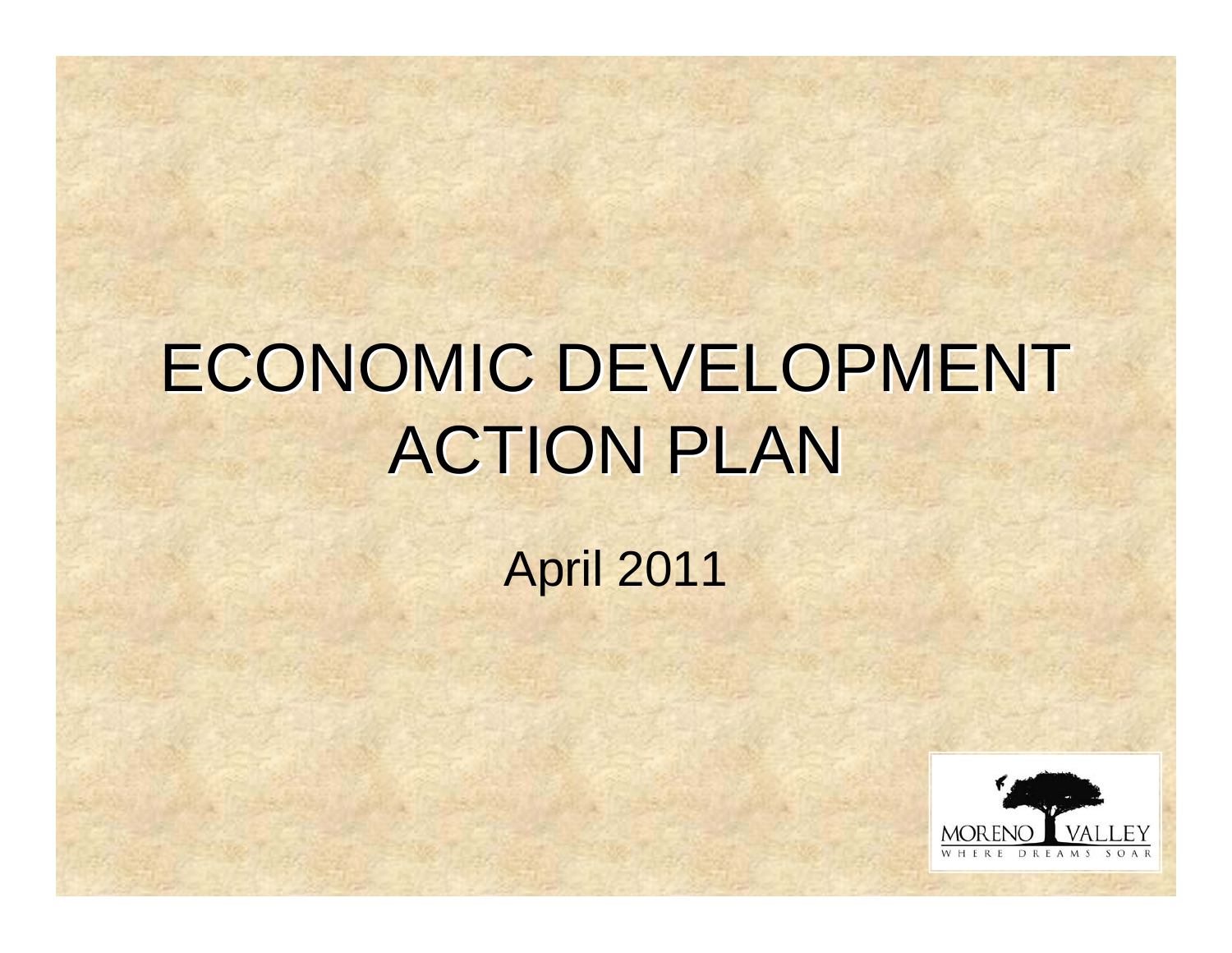# ECONOMIC DEVELOPMENT ACTION PLAN

April 2011

MORENO VALLEY
WHERE DREAMS SOAR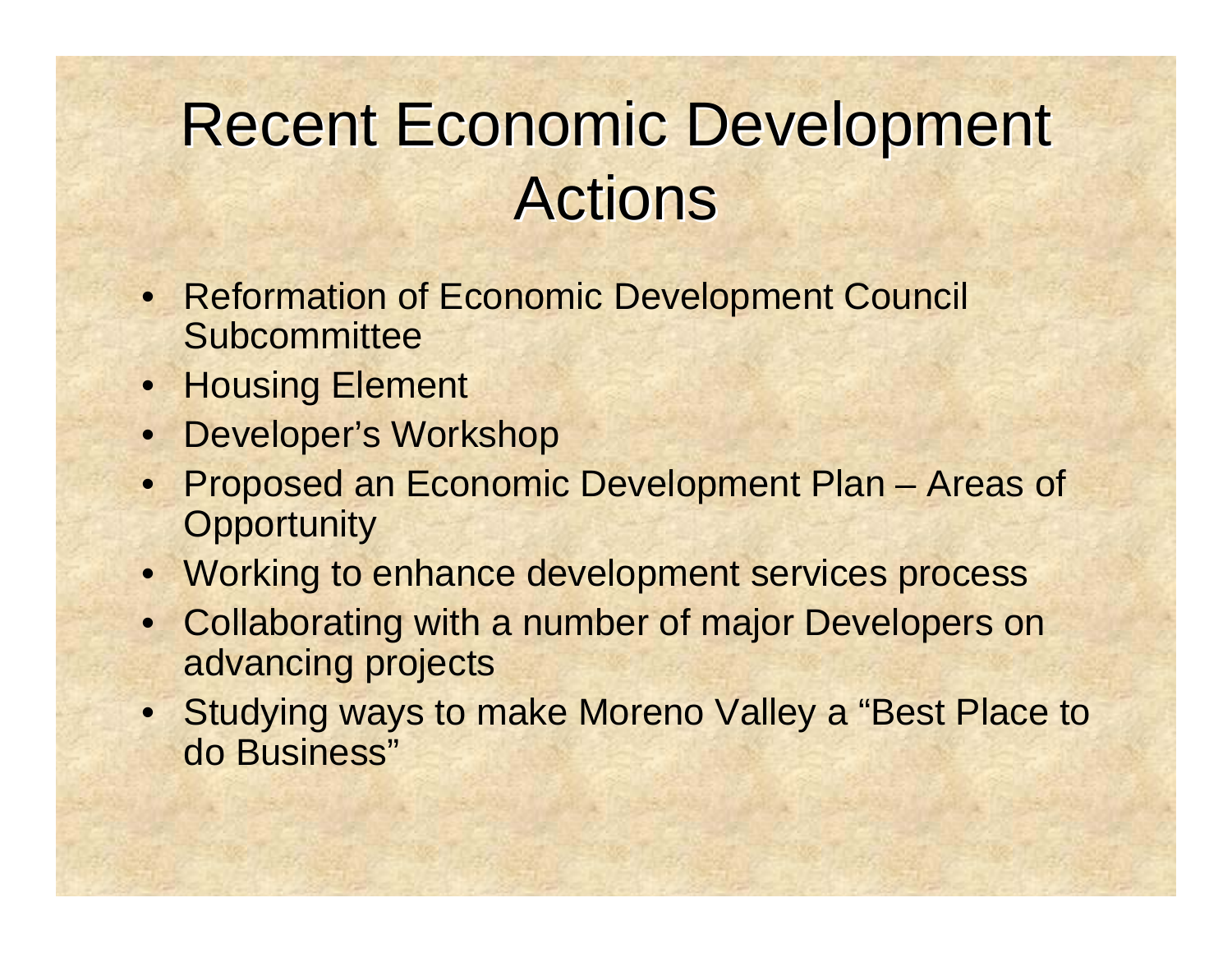# Recent Economic Development Actions

- Reformation of Economic Development Council Subcommittee
- Housing Element
- Developer's Workshop
- Proposed an Economic Development Plan – Areas of Opportunity
- Working to enhance development services process
- Collaborating with a number of major Developers on advancing projects
- Studying ways to make Moreno Valley a "Best Place to do Business"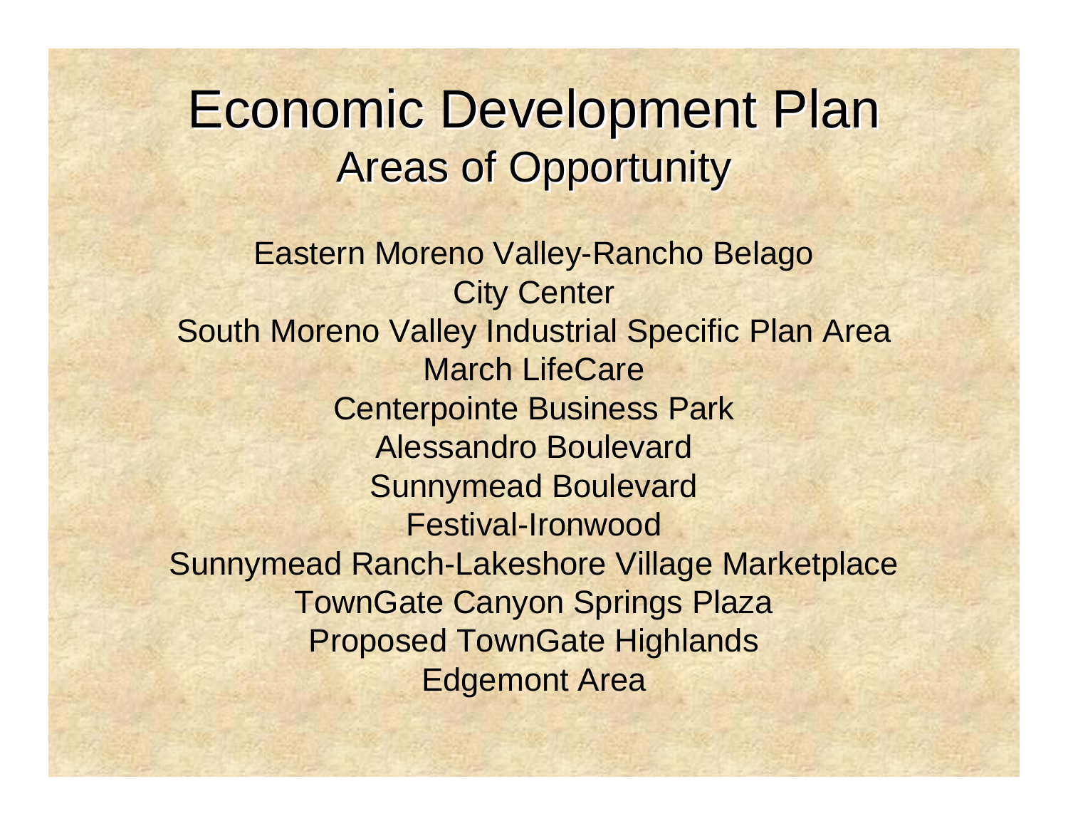# Economic Development Plan

## Areas of Opportunity

Eastern Moreno Valley-Rancho Belago
City Center
South Moreno Valley Industrial Specific Plan Area
March LifeCare
Centerpointe Business Park
Alessandro Boulevard
Sunnymead Boulevard
Festival-Ironwood
Sunnymead Ranch-Lakeshore Village Marketplace
TownGate Canyon Springs Plaza
Proposed TownGate Highlands
Edgemont Area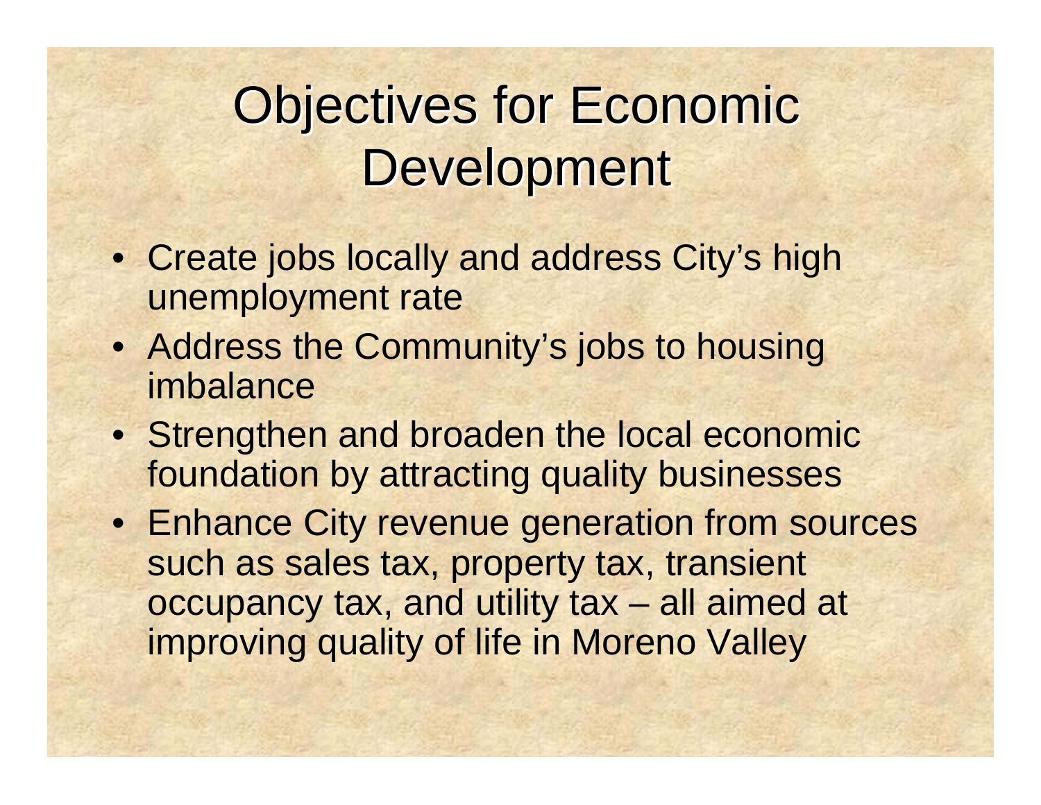# Objectives for Economic Development

- Create jobs locally and address City's high unemployment rate
- Address the Community's jobs to housing imbalance
- Strengthen and broaden the local economic foundation by attracting quality businesses
- Enhance City revenue generation from sources such as sales tax, property tax, transient occupancy tax, and utility tax – all aimed at improving quality of life in Moreno Valley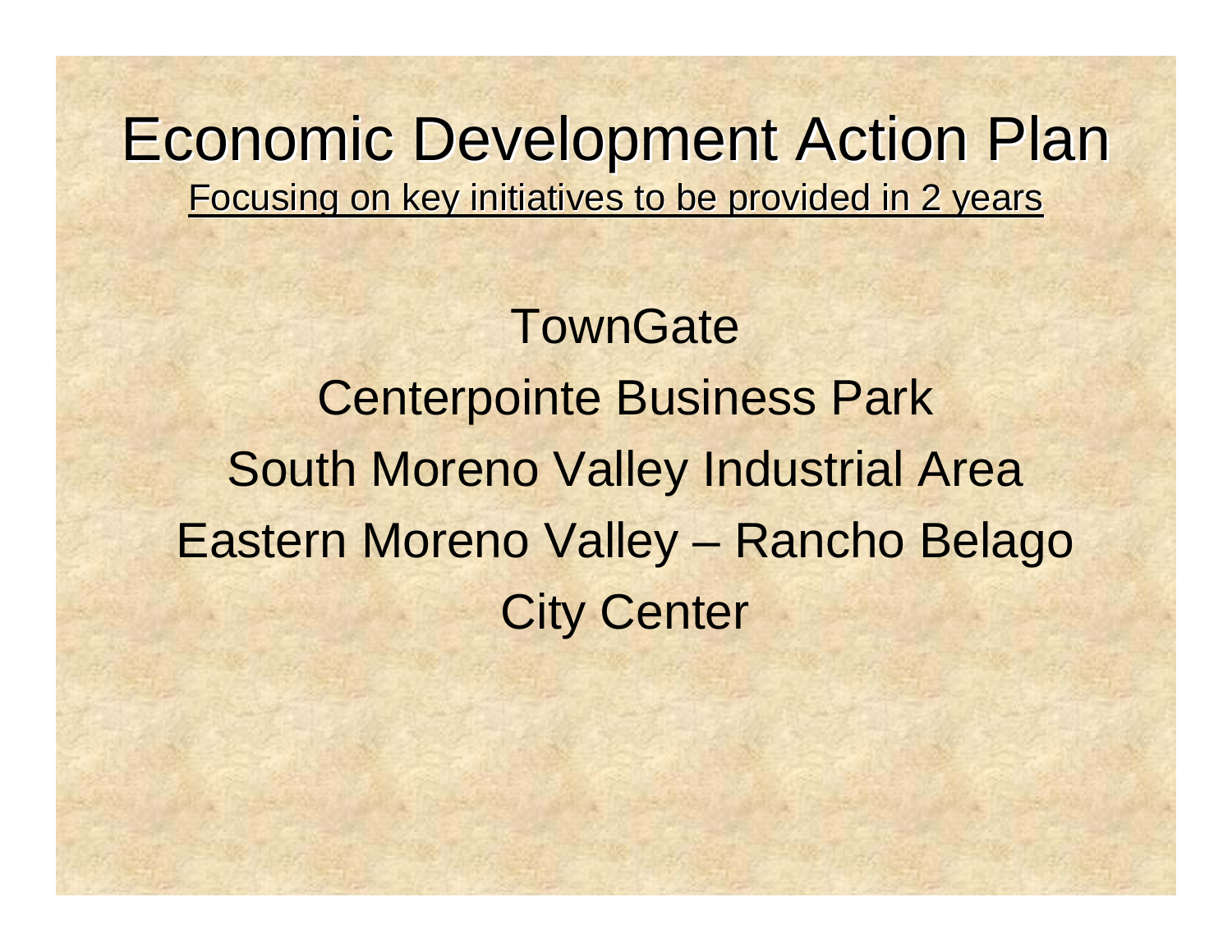# Economic Development Action Plan

Focusing on key initiatives to be provided in 2 years

TownGate

Centerpointe Business Park

South Moreno Valley Industrial Area

Eastern Moreno Valley – Rancho Belago

City Center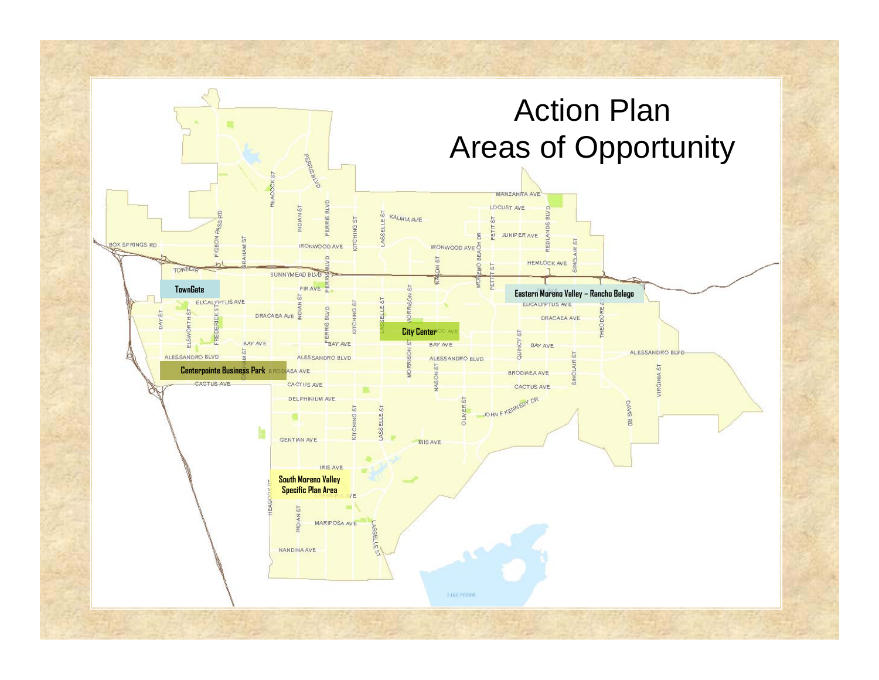# Action Plan
# Areas of Opportunity

TownGate

Eastern Moreno Valley – Rancho Belago

City Center

Centerpointe Business Park

South Moreno Valley Specific Plan Area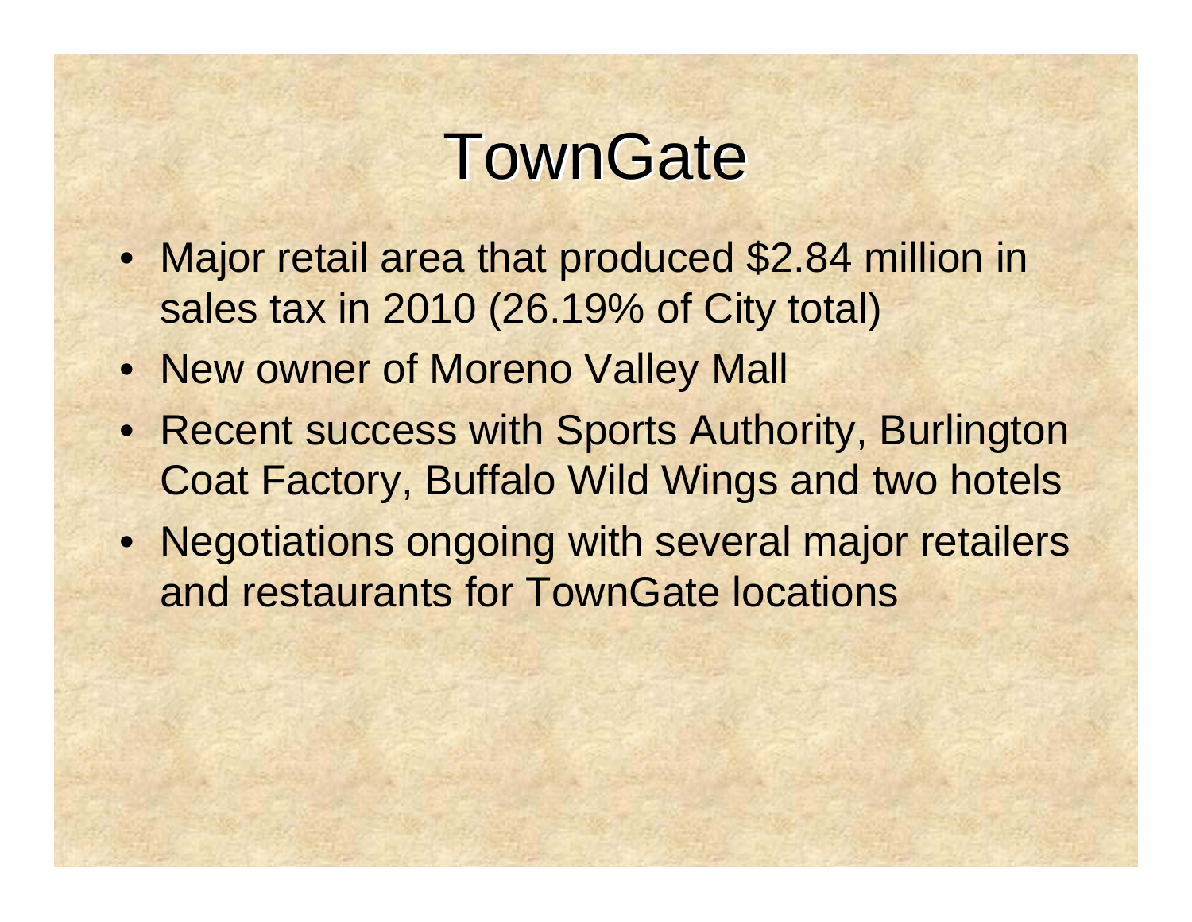# TownGate

- Major retail area that produced $2.84 million in sales tax in 2010 (26.19% of City total)
- New owner of Moreno Valley Mall
- Recent success with Sports Authority, Burlington Coat Factory, Buffalo Wild Wings and two hotels
- Negotiations ongoing with several major retailers and restaurants for TownGate locations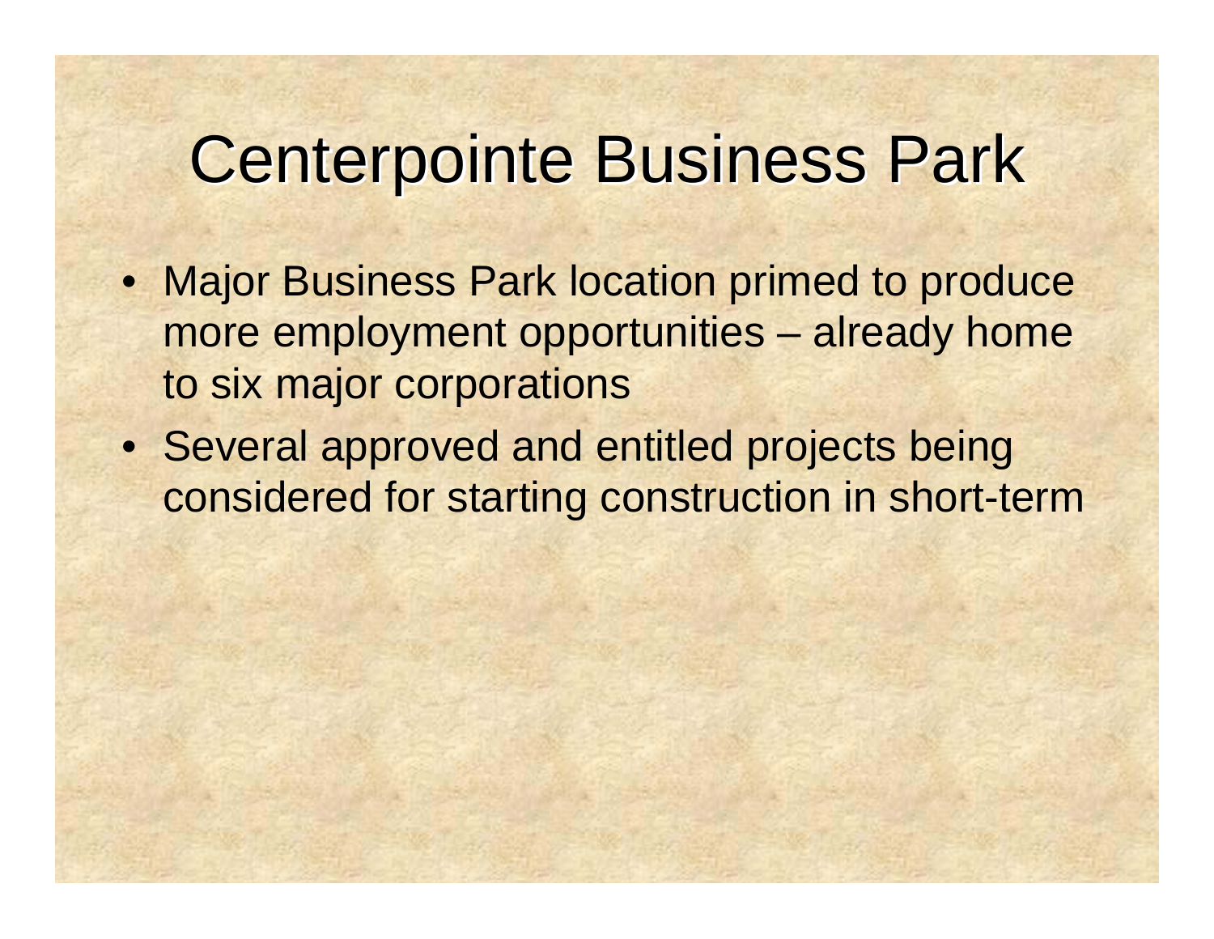# Centerpointe Business Park

- Major Business Park location primed to produce more employment opportunities – already home to six major corporations
- Several approved and entitled projects being considered for starting construction in short-term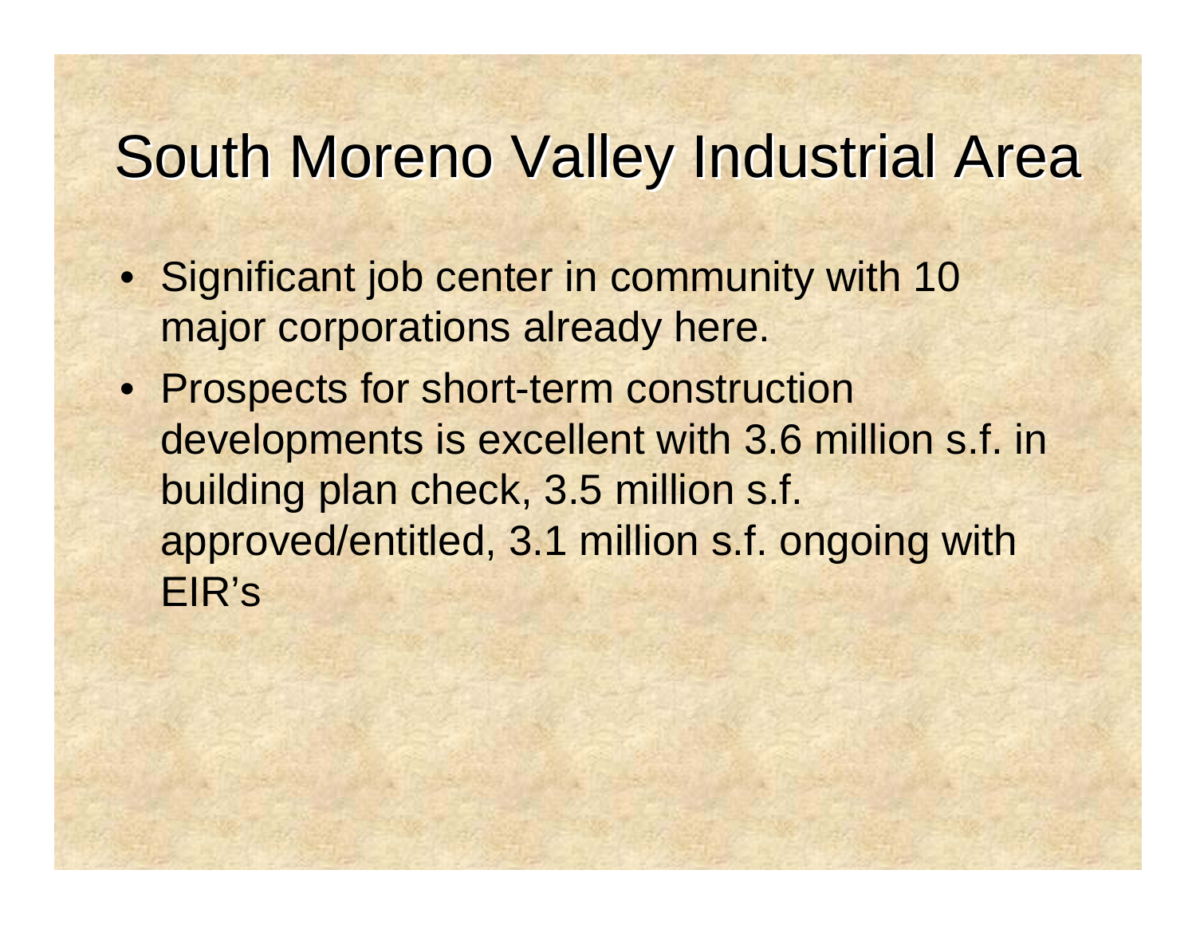# South Moreno Valley Industrial Area

- Significant job center in community with 10 major corporations already here.
- Prospects for short-term construction developments is excellent with 3.6 million s.f. in building plan check, 3.5 million s.f. approved/entitled, 3.1 million s.f. ongoing with EIR's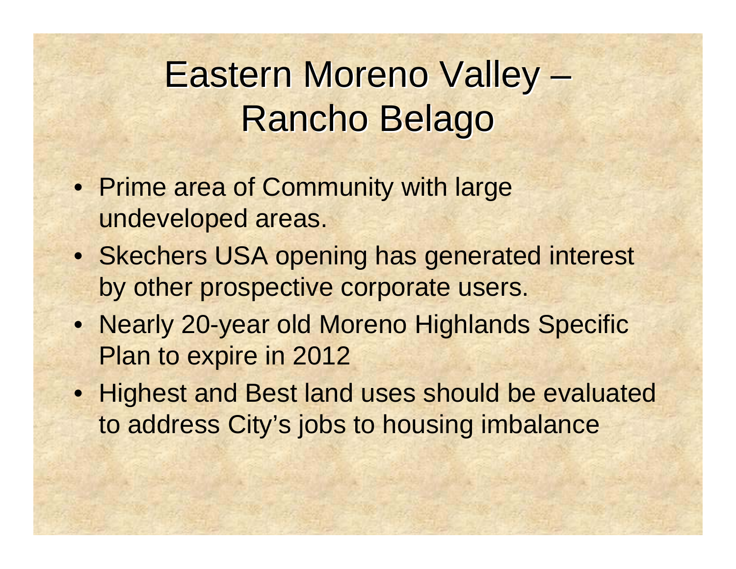# Eastern Moreno Valley – Rancho Belago

- Prime area of Community with large undeveloped areas.
- Skechers USA opening has generated interest by other prospective corporate users.
- Nearly 20-year old Moreno Highlands Specific Plan to expire in 2012
- Highest and Best land uses should be evaluated to address City's jobs to housing imbalance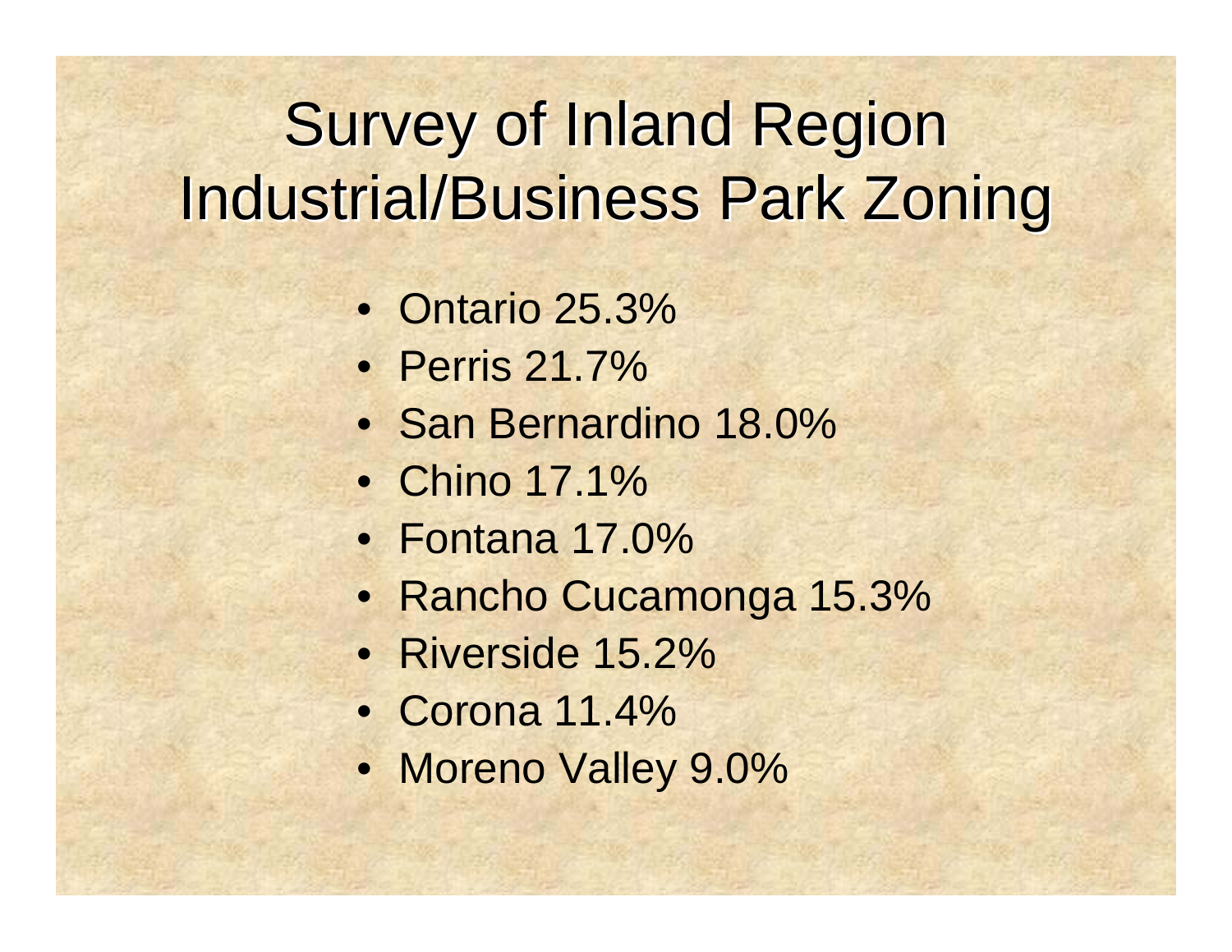# Survey of Inland Region Industrial/Business Park Zoning

- Ontario 25.3%
- Perris 21.7%
- San Bernardino 18.0%
- Chino 17.1%
- Fontana 17.0%
- Rancho Cucamonga 15.3%
- Riverside 15.2%
- Corona 11.4%
- Moreno Valley 9.0%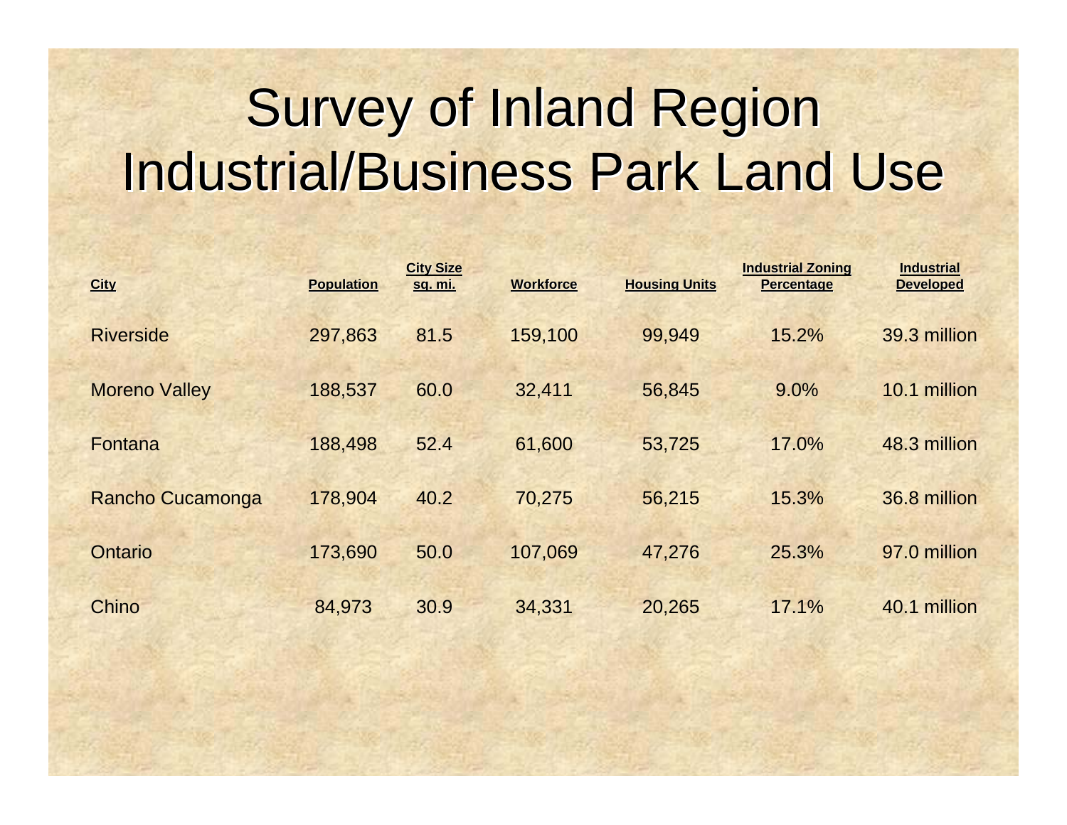# Survey of Inland Region Industrial/Business Park Land Use

| City | Population | City Size sq. mi. | Workforce | Housing Units | Industrial Zoning Percentage | Industrial Developed |
|---|---|---|---|---|---|---|
| Riverside | 297,863 | 81.5 | 159,100 | 99,949 | 15.2% | 39.3 million |
| Moreno Valley | 188,537 | 60.0 | 32,411 | 56,845 | 9.0% | 10.1 million |
| Fontana | 188,498 | 52.4 | 61,600 | 53,725 | 17.0% | 48.3 million |
| Rancho Cucamonga | 178,904 | 40.2 | 70,275 | 56,215 | 15.3% | 36.8 million |
| Ontario | 173,690 | 50.0 | 107,069 | 47,276 | 25.3% | 97.0 million |
| Chino | 84,973 | 30.9 | 34,331 | 20,265 | 17.1% | 40.1 million |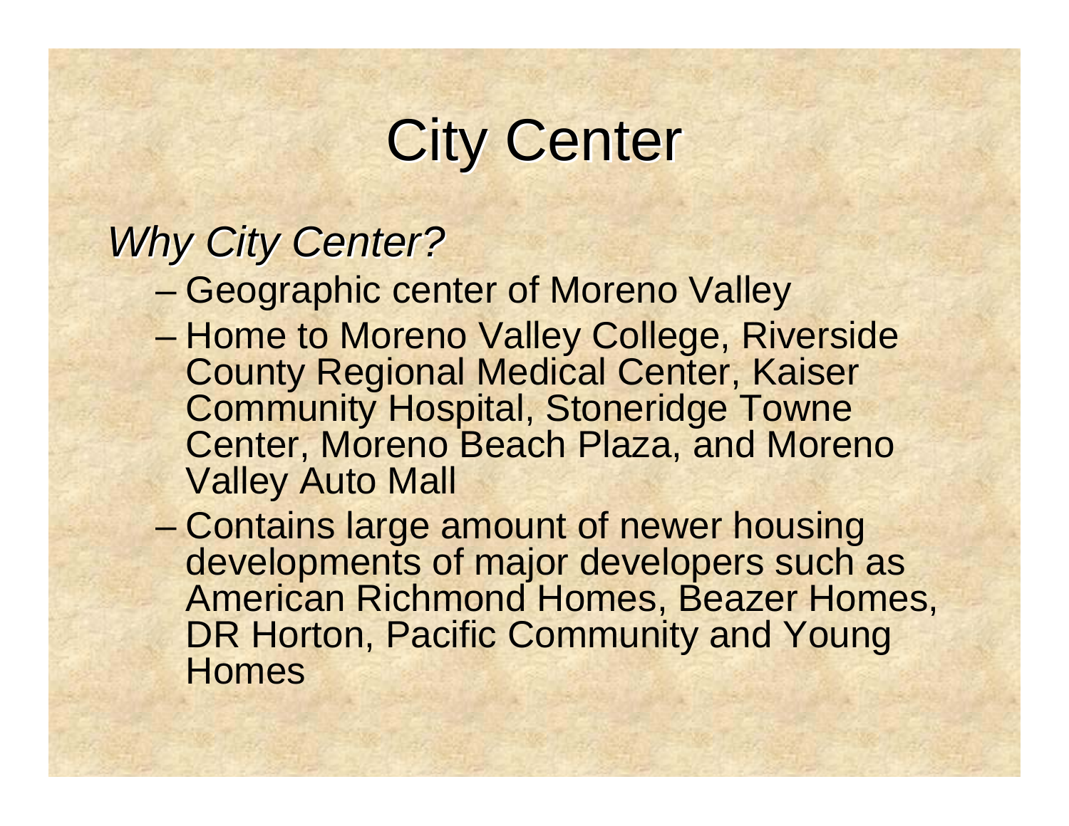# City Center

*Why City Center?*

- Geographic center of Moreno Valley
- Home to Moreno Valley College, Riverside County Regional Medical Center, Kaiser Community Hospital, Stoneridge Towne Center, Moreno Beach Plaza, and Moreno Valley Auto Mall
- Contains large amount of newer housing developments of major developers such as American Richmond Homes, Beazer Homes, DR Horton, Pacific Community and Young Homes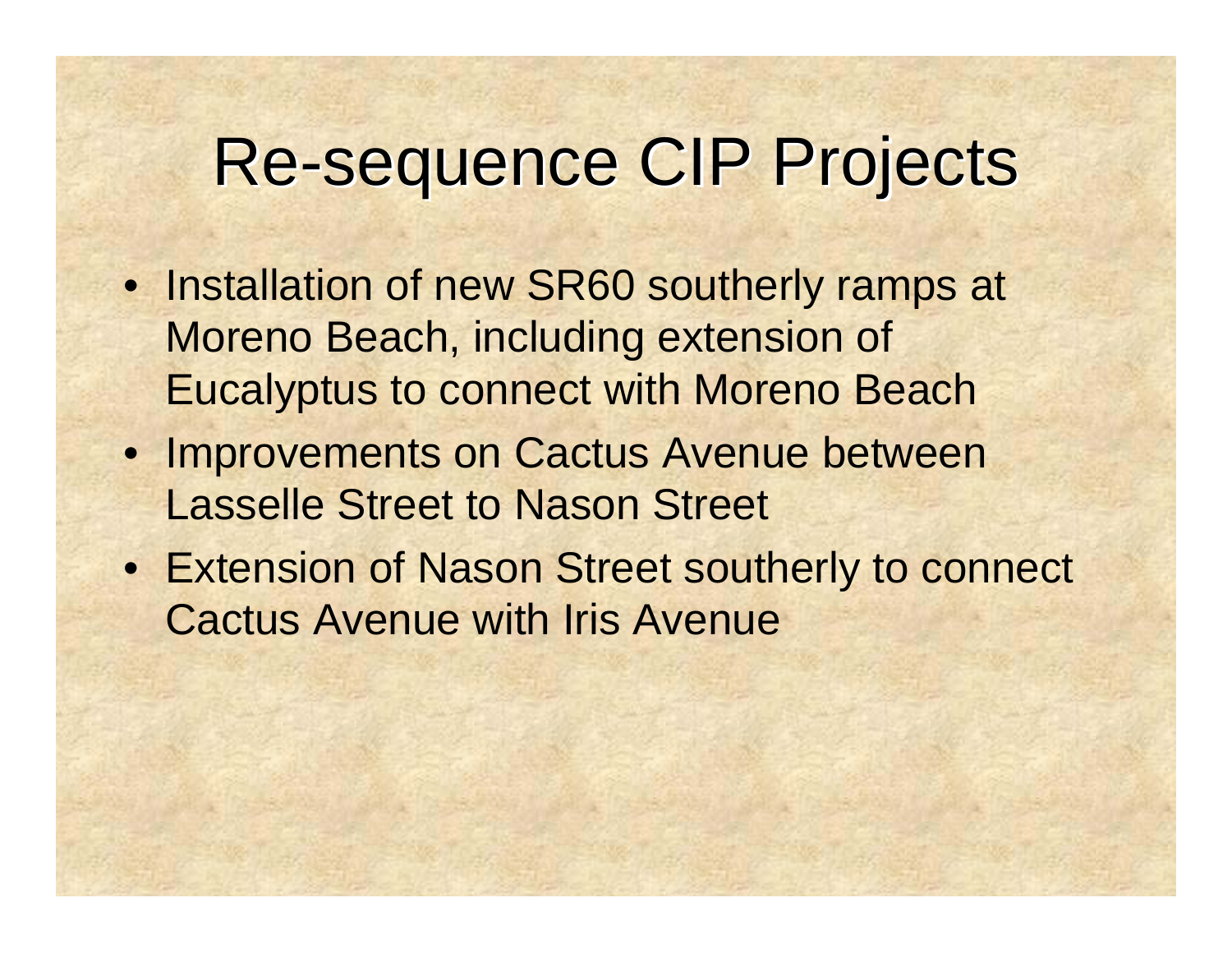# Re-sequence CIP Projects

- Installation of new SR60 southerly ramps at Moreno Beach, including extension of Eucalyptus to connect with Moreno Beach
- Improvements on Cactus Avenue between Lasselle Street to Nason Street
- Extension of Nason Street southerly to connect Cactus Avenue with Iris Avenue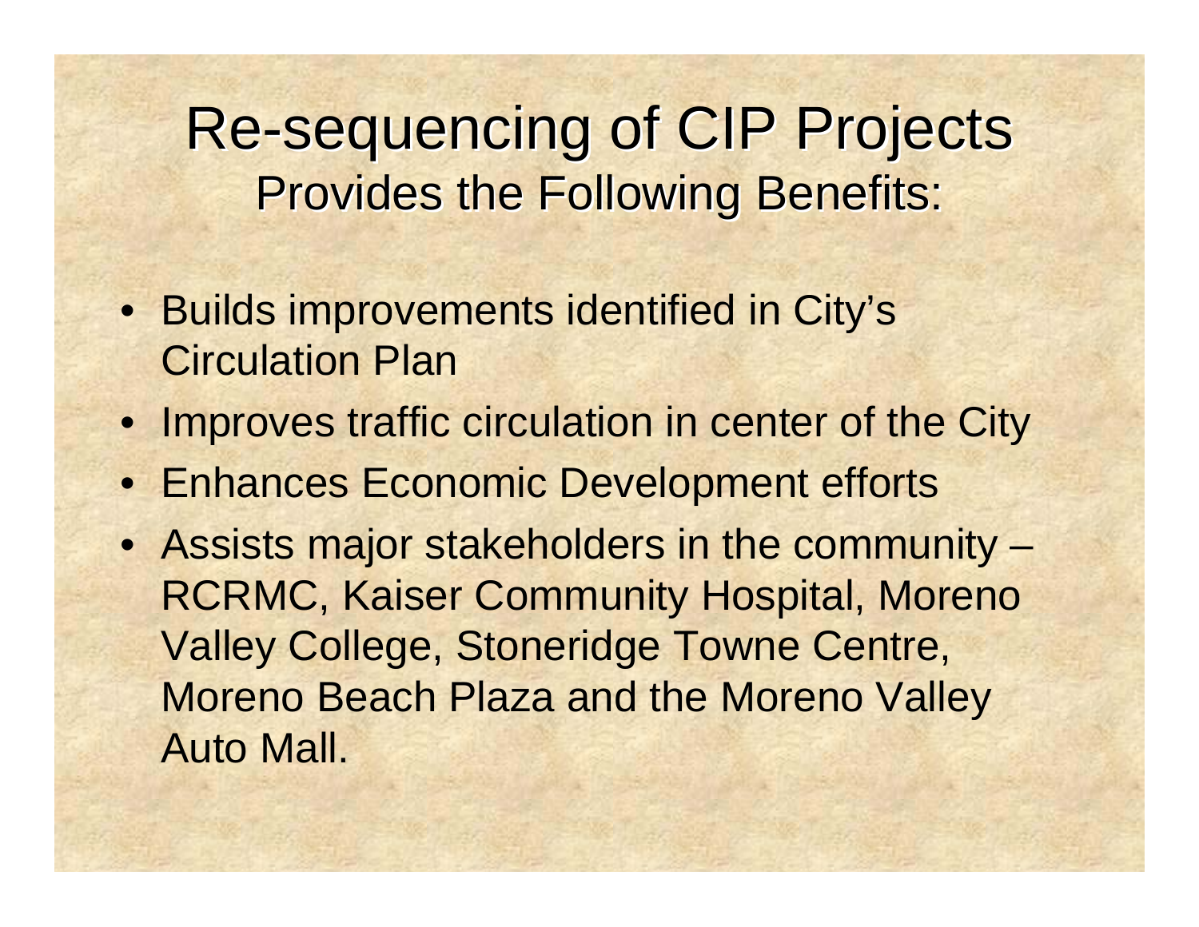# Re-sequencing of CIP Projects

## Provides the Following Benefits:

- Builds improvements identified in City's Circulation Plan
- Improves traffic circulation in center of the City
- Enhances Economic Development efforts
- Assists major stakeholders in the community – RCRMC, Kaiser Community Hospital, Moreno Valley College, Stoneridge Towne Centre, Moreno Beach Plaza and the Moreno Valley Auto Mall.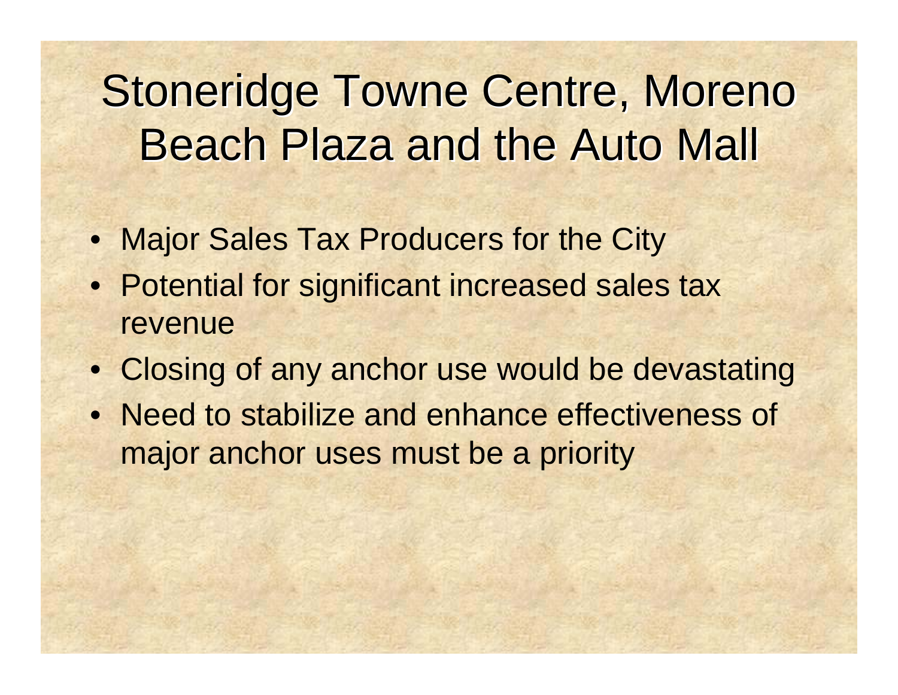# Stoneridge Towne Centre, Moreno Beach Plaza and the Auto Mall

- Major Sales Tax Producers for the City
- Potential for significant increased sales tax revenue
- Closing of any anchor use would be devastating
- Need to stabilize and enhance effectiveness of major anchor uses must be a priority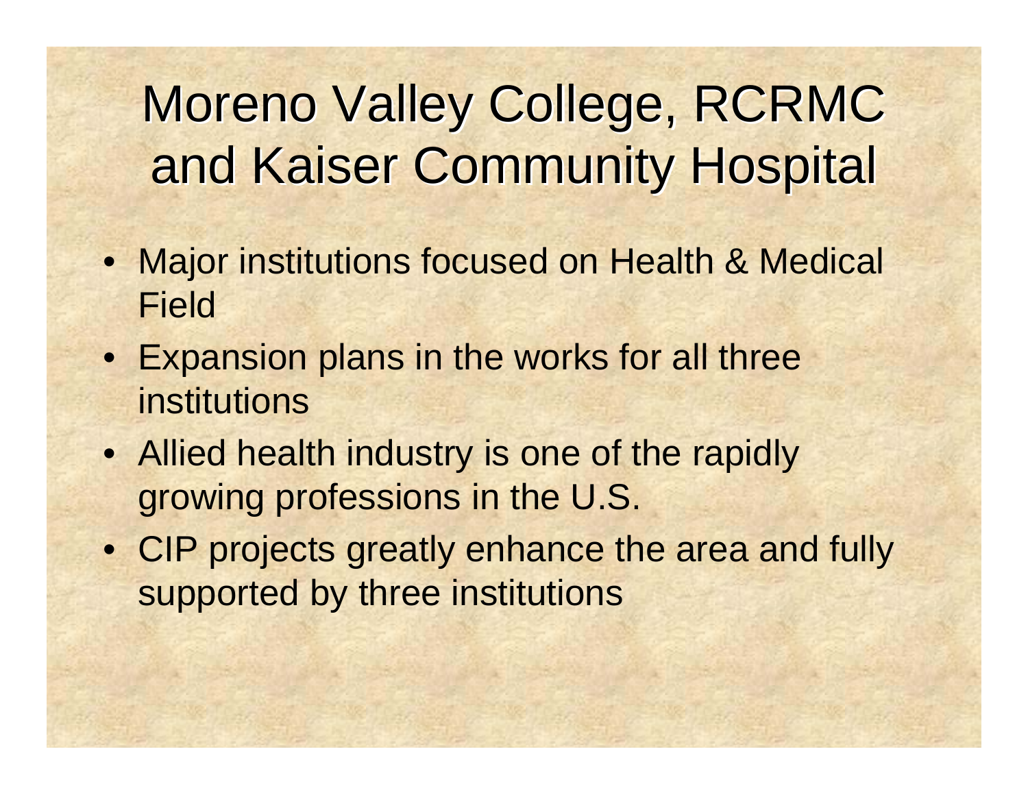# Moreno Valley College, RCRMC and Kaiser Community Hospital

- Major institutions focused on Health & Medical Field
- Expansion plans in the works for all three institutions
- Allied health industry is one of the rapidly growing professions in the U.S.
- CIP projects greatly enhance the area and fully supported by three institutions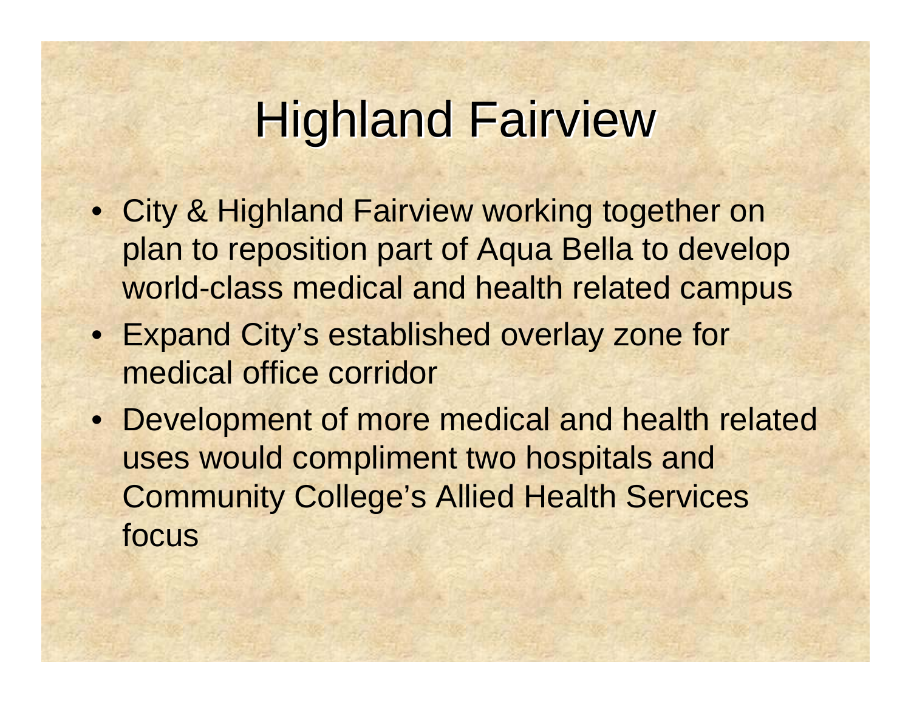# Highland Fairview

- City & Highland Fairview working together on plan to reposition part of Aqua Bella to develop world-class medical and health related campus
- Expand City's established overlay zone for medical office corridor
- Development of more medical and health related uses would compliment two hospitals and Community College's Allied Health Services focus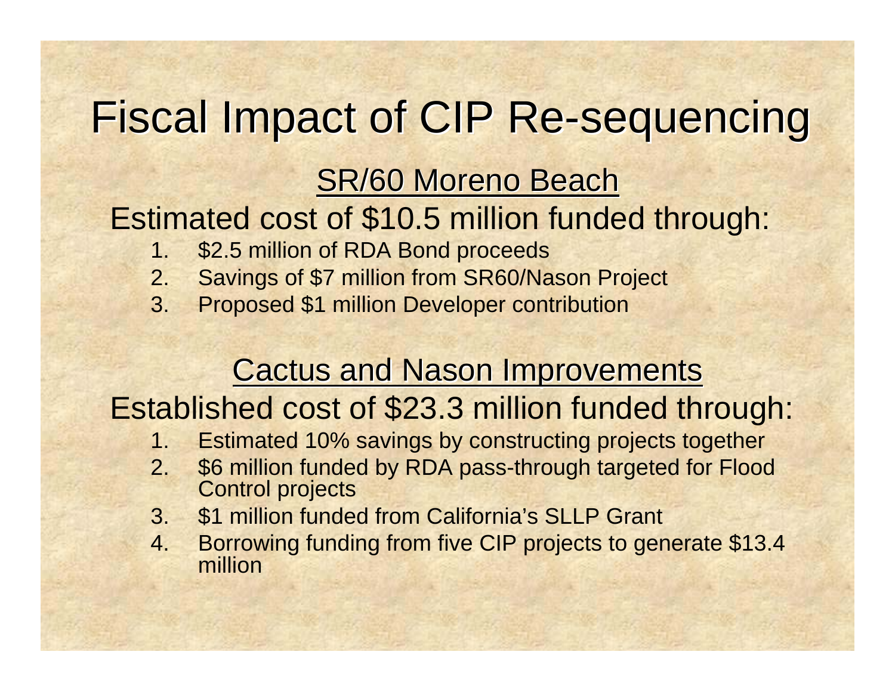# Fiscal Impact of CIP Re-sequencing

## SR/60 Moreno Beach

Estimated cost of $10.5 million funded through:

1. $2.5 million of RDA Bond proceeds
2. Savings of $7 million from SR60/Nason Project
3. Proposed $1 million Developer contribution

## Cactus and Nason Improvements

Established cost of $23.3 million funded through:

1. Estimated 10% savings by constructing projects together
2. $6 million funded by RDA pass-through targeted for Flood Control projects
3. $1 million funded from California's SLLP Grant
4. Borrowing funding from five CIP projects to generate $13.4 million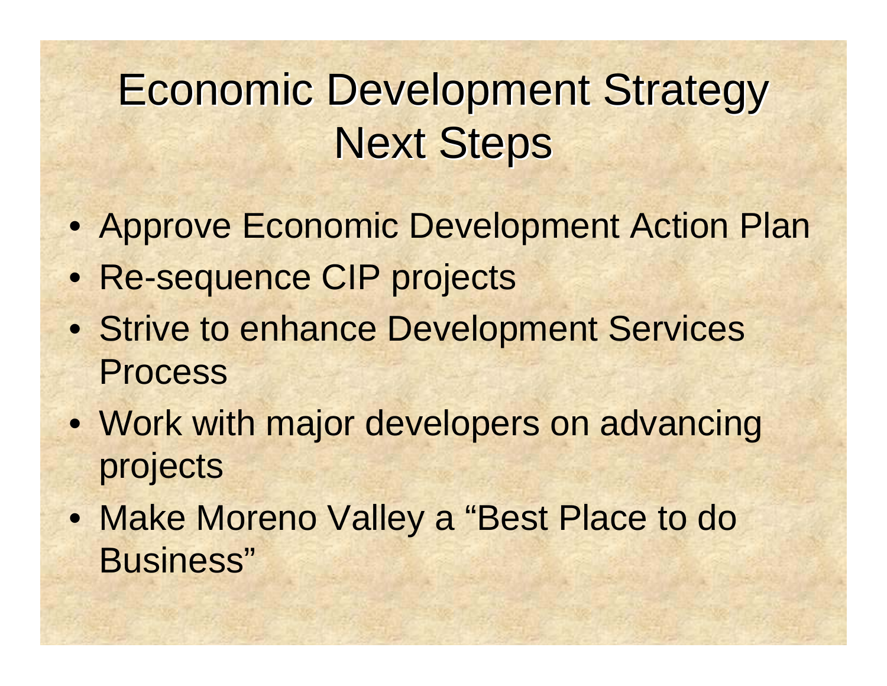# Economic Development Strategy Next Steps

- Approve Economic Development Action Plan
- Re-sequence CIP projects
- Strive to enhance Development Services Process
- Work with major developers on advancing projects
- Make Moreno Valley a "Best Place to do Business"